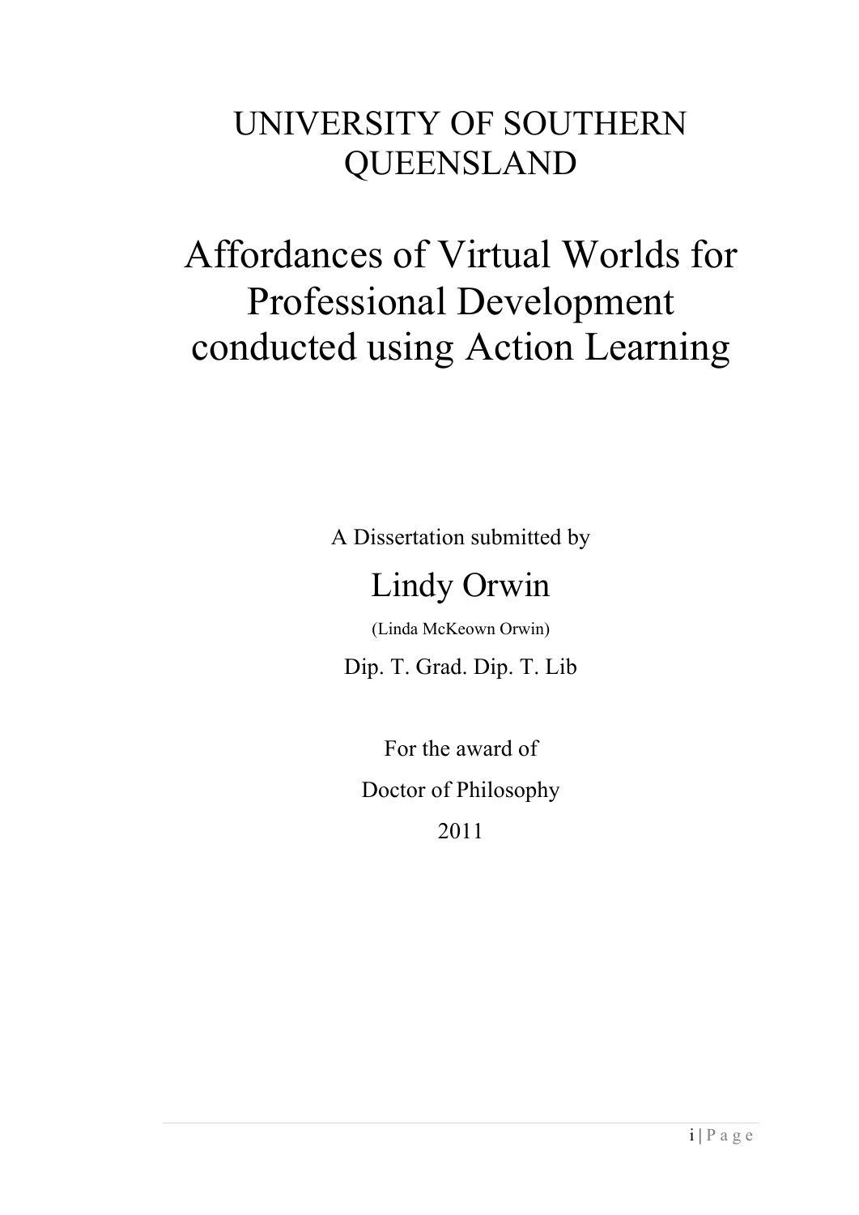UNIVERSITY OF SOUTHERN QUEENSLAND

# Affordances of Virtual Worlds for Professional Development conducted using Action Learning

A Dissertation submitted by

Lindy Orwin

(Linda McKeown Orwin)

Dip. T. Grad. Dip. T. Lib

For the award of

Doctor of Philosophy

2011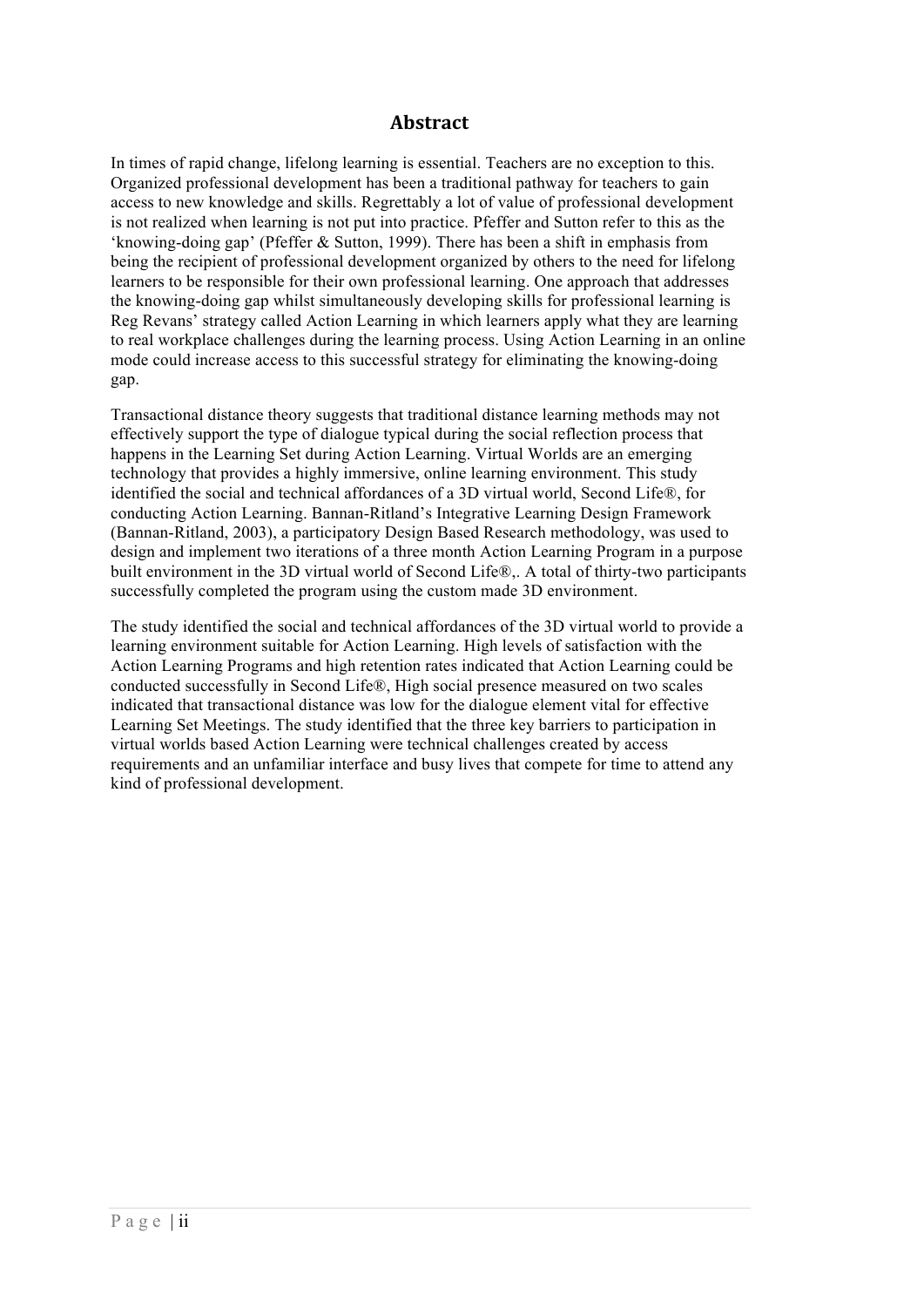## Abstract

In times of rapid change, lifelong learning is essential. Teachers are no exception to this. Organized professional development has been a traditional pathway for teachers to gain access to new knowledge and skills. Regrettably a lot of value of professional development is not realized when learning is not put into practice. Pfeffer and Sutton refer to this as the 'knowing-doing gap' (Pfeffer & Sutton, 1999). There has been a shift in emphasis from being the recipient of professional development organized by others to the need for lifelong learners to be responsible for their own professional learning. One approach that addresses the knowing-doing gap whilst simultaneously developing skills for professional learning is Reg Revans' strategy called Action Learning in which learners apply what they are learning to real workplace challenges during the learning process. Using Action Learning in an online mode could increase access to this successful strategy for eliminating the knowing-doing gap.

Transactional distance theory suggests that traditional distance learning methods may not effectively support the type of dialogue typical during the social reflection process that happens in the Learning Set during Action Learning. Virtual Worlds are an emerging technology that provides a highly immersive, online learning environment. This study identified the social and technical affordances of a 3D virtual world, Second Life®, for conducting Action Learning. Bannan-Ritland's Integrative Learning Design Framework (Bannan-Ritland, 2003), a participatory Design Based Research methodology, was used to design and implement two iterations of a three month Action Learning Program in a purpose built environment in the 3D virtual world of Second Life®,. A total of thirty-two participants successfully completed the program using the custom made 3D environment.

The study identified the social and technical affordances of the 3D virtual world to provide a learning environment suitable for Action Learning. High levels of satisfaction with the Action Learning Programs and high retention rates indicated that Action Learning could be conducted successfully in Second Life®, High social presence measured on two scales indicated that transactional distance was low for the dialogue element vital for effective Learning Set Meetings. The study identified that the three key barriers to participation in virtual worlds based Action Learning were technical challenges created by access requirements and an unfamiliar interface and busy lives that compete for time to attend any kind of professional development.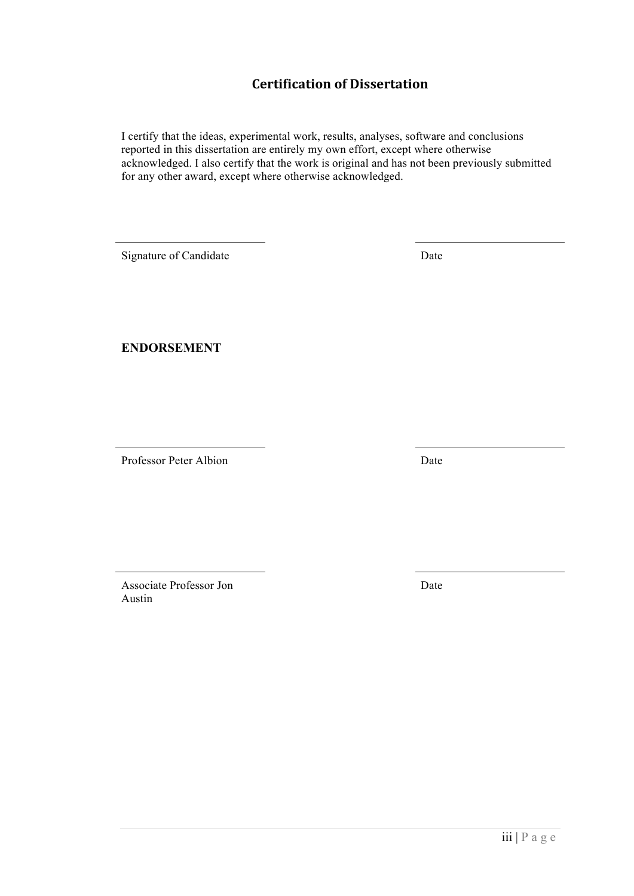## Certification of Dissertation

I certify that the ideas, experimental work, results, analyses, software and conclusions reported in this dissertation are entirely my own effort, except where otherwise acknowledged. I also certify that the work is original and has not been previously submitted for any other award, except where otherwise acknowledged.

| | |
|---|---|
| Signature of Candidate | Date |

**ENDORSEMENT**

| | |
|---|---|
| Professor Peter Albion | Date |
| Associate Professor Jon Austin | Date |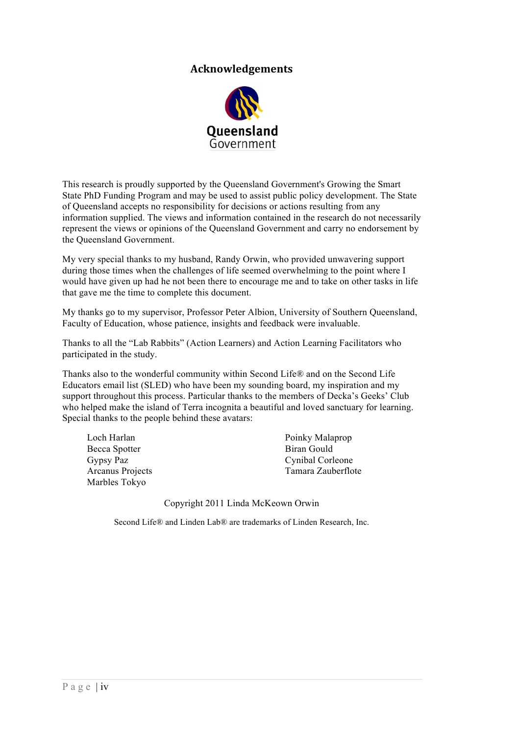## Acknowledgements

Queensland Government

This research is proudly supported by the Queensland Government's Growing the Smart State PhD Funding Program and may be used to assist public policy development. The State of Queensland accepts no responsibility for decisions or actions resulting from any information supplied. The views and information contained in the research do not necessarily represent the views or opinions of the Queensland Government and carry no endorsement by the Queensland Government.

My very special thanks to my husband, Randy Orwin, who provided unwavering support during those times when the challenges of life seemed overwhelming to the point where I would have given up had he not been there to encourage me and to take on other tasks in life that gave me the time to complete this document.

My thanks go to my supervisor, Professor Peter Albion, University of Southern Queensland, Faculty of Education, whose patience, insights and feedback were invaluable.

Thanks to all the "Lab Rabbits" (Action Learners) and Action Learning Facilitators who participated in the study.

Thanks also to the wonderful community within Second Life® and on the Second Life Educators email list (SLED) who have been my sounding board, my inspiration and my support throughout this process. Particular thanks to the members of Decka's Geeks' Club who helped make the island of Terra incognita a beautiful and loved sanctuary for learning. Special thanks to the people behind these avatars:

Loch Harlan
Becca Spotter
Gypsy Paz
Arcanus Projects
Marbles Tokyo
Poinky Malaprop
Biran Gould
Cynibal Corleone
Tamara Zauberflote

Copyright 2011 Linda McKeown Orwin

Second Life® and Linden Lab® are trademarks of Linden Research, Inc.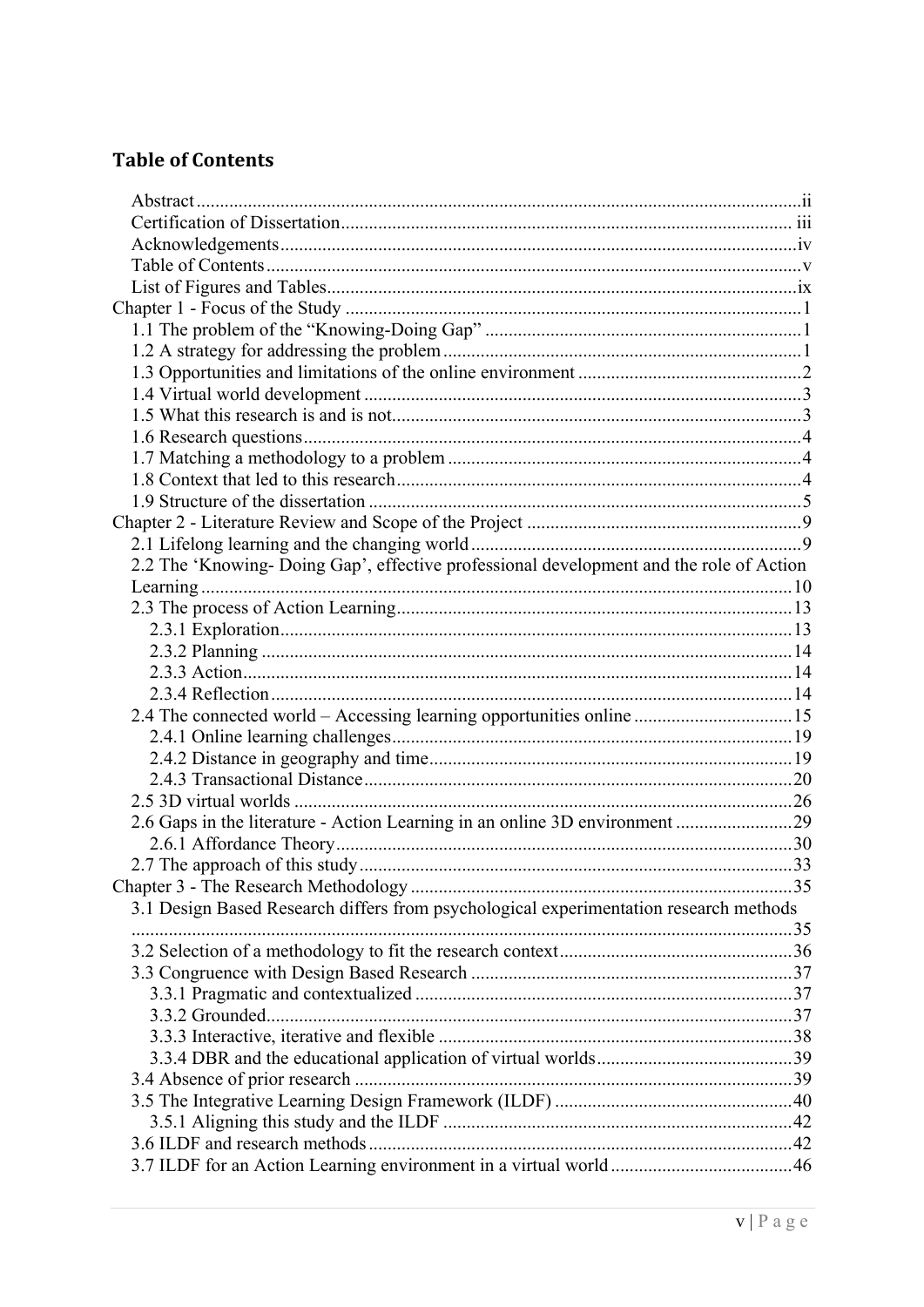## Table of Contents

- Abstract ..... ii
- Certification of Dissertation ..... iii
- Acknowledgements ..... iv
- Table of Contents ..... v
- List of Figures and Tables ..... ix
- Chapter 1 - Focus of the Study ..... 1
  - 1.1 The problem of the "Knowing-Doing Gap" ..... 1
  - 1.2 A strategy for addressing the problem ..... 1
  - 1.3 Opportunities and limitations of the online environment ..... 2
  - 1.4 Virtual world development ..... 3
  - 1.5 What this research is and is not ..... 3
  - 1.6 Research questions ..... 4
  - 1.7 Matching a methodology to a problem ..... 4
  - 1.8 Context that led to this research ..... 4
  - 1.9 Structure of the dissertation ..... 5
- Chapter 2 - Literature Review and Scope of the Project ..... 9
  - 2.1 Lifelong learning and the changing world ..... 9
  - 2.2 The 'Knowing- Doing Gap', effective professional development and the role of Action Learning ..... 10
  - 2.3 The process of Action Learning ..... 13
    - 2.3.1 Exploration ..... 13
    - 2.3.2 Planning ..... 14
    - 2.3.3 Action ..... 14
    - 2.3.4 Reflection ..... 14
  - 2.4 The connected world – Accessing learning opportunities online ..... 15
    - 2.4.1 Online learning challenges ..... 19
    - 2.4.2 Distance in geography and time ..... 19
    - 2.4.3 Transactional Distance ..... 20
  - 2.5 3D virtual worlds ..... 26
  - 2.6 Gaps in the literature - Action Learning in an online 3D environment ..... 29
    - 2.6.1 Affordance Theory ..... 30
  - 2.7 The approach of this study ..... 33
- Chapter 3 - The Research Methodology ..... 35
  - 3.1 Design Based Research differs from psychological experimentation research methods ..... 35
  - 3.2 Selection of a methodology to fit the research context ..... 36
  - 3.3 Congruence with Design Based Research ..... 37
    - 3.3.1 Pragmatic and contextualized ..... 37
    - 3.3.2 Grounded ..... 37
    - 3.3.3 Interactive, iterative and flexible ..... 38
    - 3.3.4 DBR and the educational application of virtual worlds ..... 39
  - 3.4 Absence of prior research ..... 39
  - 3.5 The Integrative Learning Design Framework (ILDF) ..... 40
    - 3.5.1 Aligning this study and the ILDF ..... 42
  - 3.6 ILDF and research methods ..... 42
  - 3.7 ILDF for an Action Learning environment in a virtual world ..... 46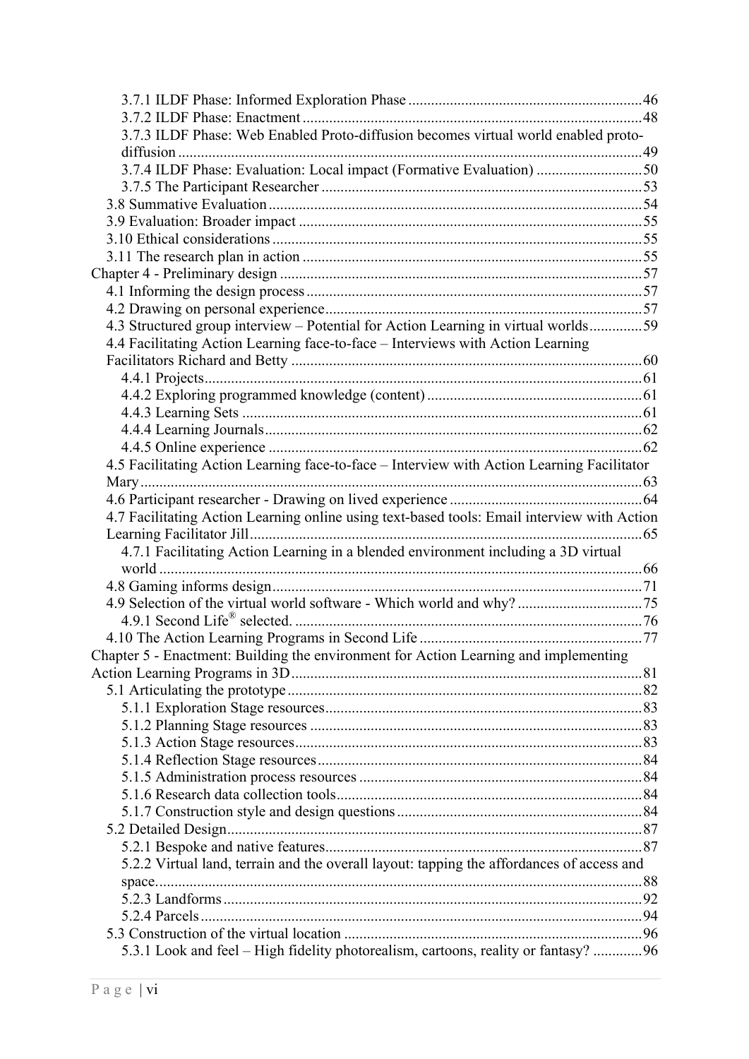3.7.1 ILDF Phase: Informed Exploration Phase .......... 46
3.7.2 ILDF Phase: Enactment .......... 48
3.7.3 ILDF Phase: Web Enabled Proto-diffusion becomes virtual world enabled proto-diffusion .......... 49
3.7.4 ILDF Phase: Evaluation: Local impact (Formative Evaluation) .......... 50
3.7.5 The Participant Researcher .......... 53
3.8 Summative Evaluation .......... 54
3.9 Evaluation: Broader impact .......... 55
3.10 Ethical considerations .......... 55
3.11 The research plan in action .......... 55
Chapter 4 - Preliminary design .......... 57
4.1 Informing the design process .......... 57
4.2 Drawing on personal experience .......... 57
4.3 Structured group interview – Potential for Action Learning in virtual worlds .......... 59
4.4 Facilitating Action Learning face-to-face – Interviews with Action Learning Facilitators Richard and Betty .......... 60
4.4.1 Projects .......... 61
4.4.2 Exploring programmed knowledge (content) .......... 61
4.4.3 Learning Sets .......... 61
4.4.4 Learning Journals .......... 62
4.4.5 Online experience .......... 62
4.5 Facilitating Action Learning face-to-face – Interview with Action Learning Facilitator Mary .......... 63
4.6 Participant researcher - Drawing on lived experience .......... 64
4.7 Facilitating Action Learning online using text-based tools: Email interview with Action Learning Facilitator Jill .......... 65
4.7.1 Facilitating Action Learning in a blended environment including a 3D virtual world .......... 66
4.8 Gaming informs design .......... 71
4.9 Selection of the virtual world software - Which world and why? .......... 75
4.9.1 Second Life® selected. .......... 76
4.10 The Action Learning Programs in Second Life .......... 77
Chapter 5 - Enactment: Building the environment for Action Learning and implementing Action Learning Programs in 3D .......... 81
5.1 Articulating the prototype .......... 82
5.1.1 Exploration Stage resources .......... 83
5.1.2 Planning Stage resources .......... 83
5.1.3 Action Stage resources .......... 83
5.1.4 Reflection Stage resources .......... 84
5.1.5 Administration process resources .......... 84
5.1.6 Research data collection tools .......... 84
5.1.7 Construction style and design questions .......... 84
5.2 Detailed Design .......... 87
5.2.1 Bespoke and native features .......... 87
5.2.2 Virtual land, terrain and the overall layout: tapping the affordances of access and space .......... 88
5.2.3 Landforms .......... 92
5.2.4 Parcels .......... 94
5.3 Construction of the virtual location .......... 96
5.3.1 Look and feel – High fidelity photorealism, cartoons, reality or fantasy? .......... 96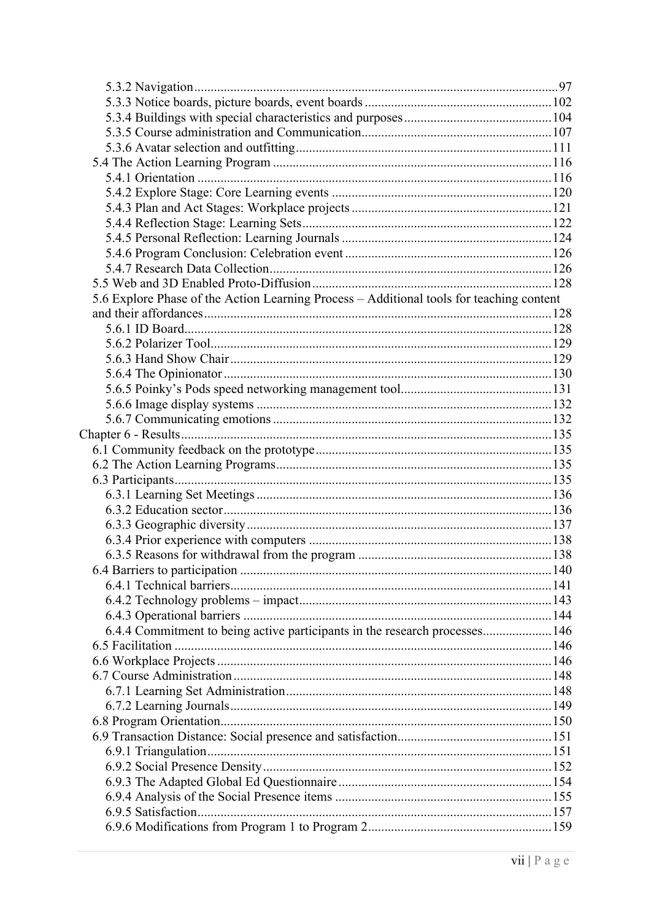5.3.2 Navigation ..... 97
5.3.3 Notice boards, picture boards, event boards ..... 102
5.3.4 Buildings with special characteristics and purposes ..... 104
5.3.5 Course administration and Communication ..... 107
5.3.6 Avatar selection and outfitting ..... 111
5.4 The Action Learning Program ..... 116
5.4.1 Orientation ..... 116
5.4.2 Explore Stage: Core Learning events ..... 120
5.4.3 Plan and Act Stages: Workplace projects ..... 121
5.4.4 Reflection Stage: Learning Sets ..... 122
5.4.5 Personal Reflection: Learning Journals ..... 124
5.4.6 Program Conclusion: Celebration event ..... 126
5.4.7 Research Data Collection ..... 126
5.5 Web and 3D Enabled Proto-Diffusion ..... 128
5.6 Explore Phase of the Action Learning Process – Additional tools for teaching content and their affordances ..... 128
5.6.1 ID Board ..... 128
5.6.2 Polarizer Tool ..... 129
5.6.3 Hand Show Chair ..... 129
5.6.4 The Opinionator ..... 130
5.6.5 Poinky's Pods speed networking management tool ..... 131
5.6.6 Image display systems ..... 132
5.6.7 Communicating emotions ..... 132
Chapter 6 - Results ..... 135
6.1 Community feedback on the prototype ..... 135
6.2 The Action Learning Programs ..... 135
6.3 Participants ..... 135
6.3.1 Learning Set Meetings ..... 136
6.3.2 Education sector ..... 136
6.3.3 Geographic diversity ..... 137
6.3.4 Prior experience with computers ..... 138
6.3.5 Reasons for withdrawal from the program ..... 138
6.4 Barriers to participation ..... 140
6.4.1 Technical barriers ..... 141
6.4.2 Technology problems – impact ..... 143
6.4.3 Operational barriers ..... 144
6.4.4 Commitment to being active participants in the research processes ..... 146
6.5 Facilitation ..... 146
6.6 Workplace Projects ..... 146
6.7 Course Administration ..... 148
6.7.1 Learning Set Administration ..... 148
6.7.2 Learning Journals ..... 149
6.8 Program Orientation ..... 150
6.9 Transaction Distance: Social presence and satisfaction ..... 151
6.9.1 Triangulation ..... 151
6.9.2 Social Presence Density ..... 152
6.9.3 The Adapted Global Ed Questionnaire ..... 154
6.9.4 Analysis of the Social Presence items ..... 155
6.9.5 Satisfaction ..... 157
6.9.6 Modifications from Program 1 to Program 2 ..... 159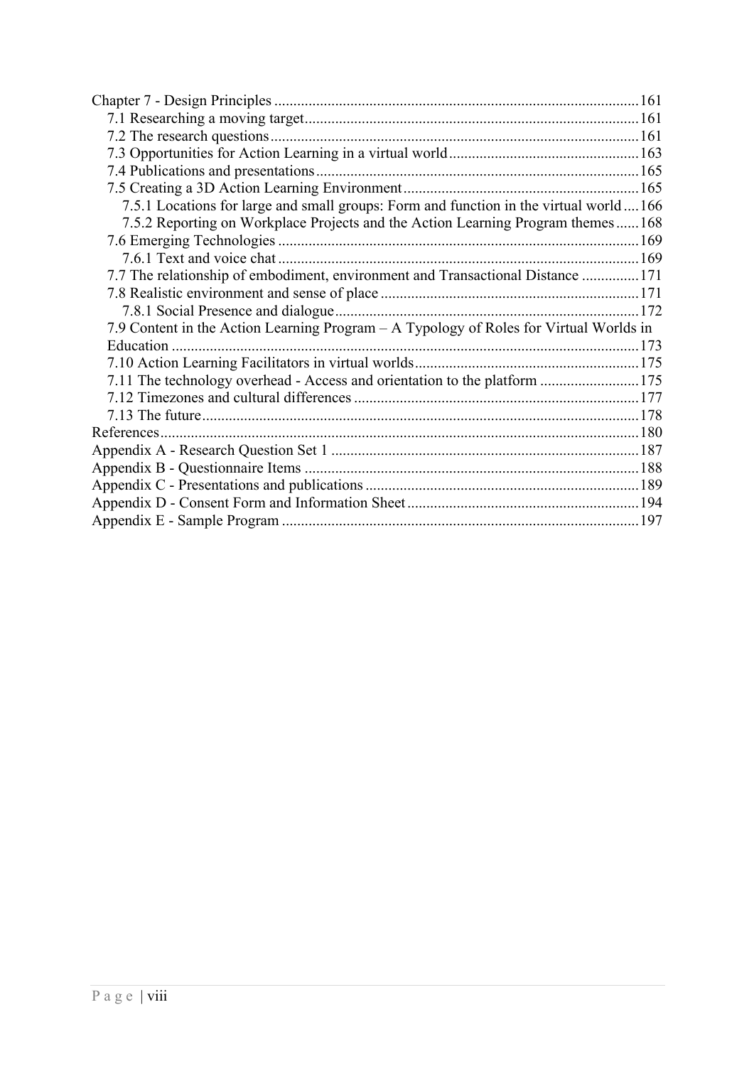Chapter 7 - Design Principles ...... 161
- 7.1 Researching a moving target ...... 161
- 7.2 The research questions ...... 161
- 7.3 Opportunities for Action Learning in a virtual world ...... 163
- 7.4 Publications and presentations ...... 165
- 7.5 Creating a 3D Action Learning Environment ...... 165
  - 7.5.1 Locations for large and small groups: Form and function in the virtual world ...... 166
  - 7.5.2 Reporting on Workplace Projects and the Action Learning Program themes ...... 168
- 7.6 Emerging Technologies ...... 169
  - 7.6.1 Text and voice chat ...... 169
- 7.7 The relationship of embodiment, environment and Transactional Distance ...... 171
- 7.8 Realistic environment and sense of place ...... 171
  - 7.8.1 Social Presence and dialogue ...... 172
- 7.9 Content in the Action Learning Program – A Typology of Roles for Virtual Worlds in Education ...... 173
- 7.10 Action Learning Facilitators in virtual worlds ...... 175
- 7.11 The technology overhead - Access and orientation to the platform ...... 175
- 7.12 Timezones and cultural differences ...... 177
- 7.13 The future ...... 178

References ...... 180

Appendix A - Research Question Set 1 ...... 187

Appendix B - Questionnaire Items ...... 188

Appendix C - Presentations and publications ...... 189

Appendix D - Consent Form and Information Sheet ...... 194

Appendix E - Sample Program ...... 197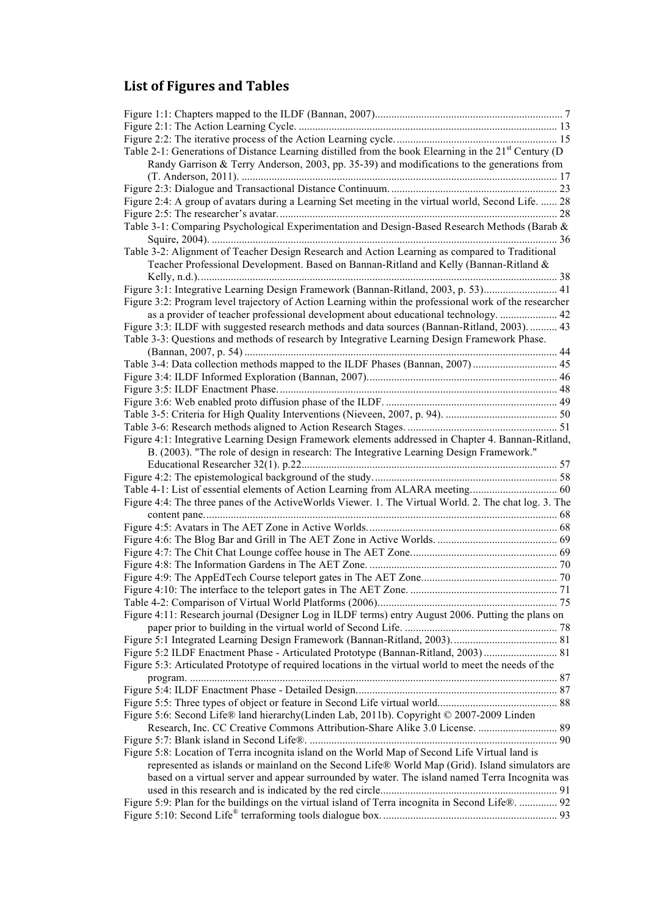## List of Figures and Tables

Figure 1:1: Chapters mapped to the ILDF (Bannan, 2007)....................................................................... 7
Figure 2:1: The Action Learning Cycle. .............................................................................................. 13
Figure 2:2: The iterative process of the Action Learning cycle. ........................................................... 15
Table 2-1: Generations of Distance Learning distilled from the book Elearning in the 21st Century (D Randy Garrison & Terry Anderson, 2003, pp. 35-39) and modifications to the generations from (T. Anderson, 2011). ..................................................................................................................... 17
Figure 2:3: Dialogue and Transactional Distance Continuum. ............................................................. 23
Figure 2:4: A group of avatars during a Learning Set meeting in the virtual world, Second Life. ....... 28
Figure 2:5: The researcher's avatar. ...................................................................................................... 28
Table 3-1: Comparing Psychological Experimentation and Design-Based Research Methods (Barab & Squire, 2004). ............................................................................................................................... 36
Table 3-2: Alignment of Teacher Design Research and Action Learning as compared to Traditional Teacher Professional Development. Based on Bannan-Ritland and Kelly (Bannan-Ritland & Kelly, n.d.). ..................................................................................................................................... 38
Figure 3:1: Integrative Learning Design Framework (Bannan-Ritland, 2003, p. 53)........................... 41
Figure 3:2: Program level trajectory of Action Learning within the professional work of the researcher as a provider of teacher professional development about educational technology. ..................... 42
Figure 3:3: ILDF with suggested research methods and data sources (Bannan-Ritland, 2003). .......... 43
Table 3-3: Questions and methods of research by Integrative Learning Design Framework Phase. (Bannan, 2007, p. 54) ................................................................................................................... 44
Table 3-4: Data collection methods mapped to the ILDF Phases (Bannan, 2007) ............................... 45
Figure 3:4: ILDF Informed Exploration (Bannan, 2007)...................................................................... 46
Figure 3:5: ILDF Enactment Phase. ...................................................................................................... 48
Figure 3:6: Web enabled proto diffusion phase of the ILDF. ............................................................... 49
Table 3-5: Criteria for High Quality Interventions (Nieveen, 2007, p. 94). ......................................... 50
Table 3-6: Research methods aligned to Action Research Stages. ....................................................... 51
Figure 4:1: Integrative Learning Design Framework elements addressed in Chapter 4. Bannan-Ritland, B. (2003). "The role of design in research: The Integrative Learning Design Framework." Educational Researcher 32(1). p.22............................................................................................... 57
Figure 4:2: The epistemological background of the study. .................................................................. 58
Table 4-1: List of essential elements of Action Learning from ALARA meeting................................ 60
Figure 4:4: The three panes of the ActiveWorlds Viewer. 1. The Virtual World. 2. The chat log. 3. The content pane. ................................................................................................................................. 68
Figure 4:5: Avatars in The AET Zone in Active Worlds. ..................................................................... 68
Figure 4:6: The Blog Bar and Grill in The AET Zone in Active Worlds. ............................................ 69
Figure 4:7: The Chit Chat Lounge coffee house in The AET Zone. ..................................................... 69
Figure 4:8: The Information Gardens in The AET Zone. ..................................................................... 70
Figure 4:9: The AppEdTech Course teleport gates in The AET Zone. ................................................. 70
Figure 4:10: The interface to the teleport gates in The AET Zone. ...................................................... 71
Table 4-2: Comparison of Virtual World Platforms (2006). ................................................................. 75
Figure 4:11: Research journal (Designer Log in ILDF terms) entry August 2006. Putting the plans on paper prior to building in the virtual world of Second Life. ........................................................ 78
Figure 5:1 Integrated Learning Design Framework (Bannan-Ritland, 2003). ...................................... 81
Figure 5:2 ILDF Enactment Phase - Articulated Prototype (Bannan-Ritland, 2003) ........................... 81
Figure 5:3: Articulated Prototype of required locations in the virtual world to meet the needs of the program. ....................................................................................................................................... 87
Figure 5:4: ILDF Enactment Phase - Detailed Design. ......................................................................... 87
Figure 5:5: Three types of object or feature in Second Life virtual world............................................ 88
Figure 5:6: Second Life® land hierarchy(Linden Lab, 2011b). Copyright © 2007-2009 Linden Research, Inc. CC Creative Commons Attribution-Share Alike 3.0 License. ............................. 89
Figure 5:7: Blank island in Second Life®. ........................................................................................... 90
Figure 5:8: Location of Terra incognita island on the World Map of Second Life Virtual land is represented as islands or mainland on the Second Life® World Map (Grid). Island simulators are based on a virtual server and appear surrounded by water. The island named Terra Incognita was used in this research and is indicated by the red circle................................................................. 91
Figure 5:9: Plan for the buildings on the virtual island of Terra incognita in Second Life®. .............. 92
Figure 5:10: Second Life® terraforming tools dialogue box. ................................................................ 93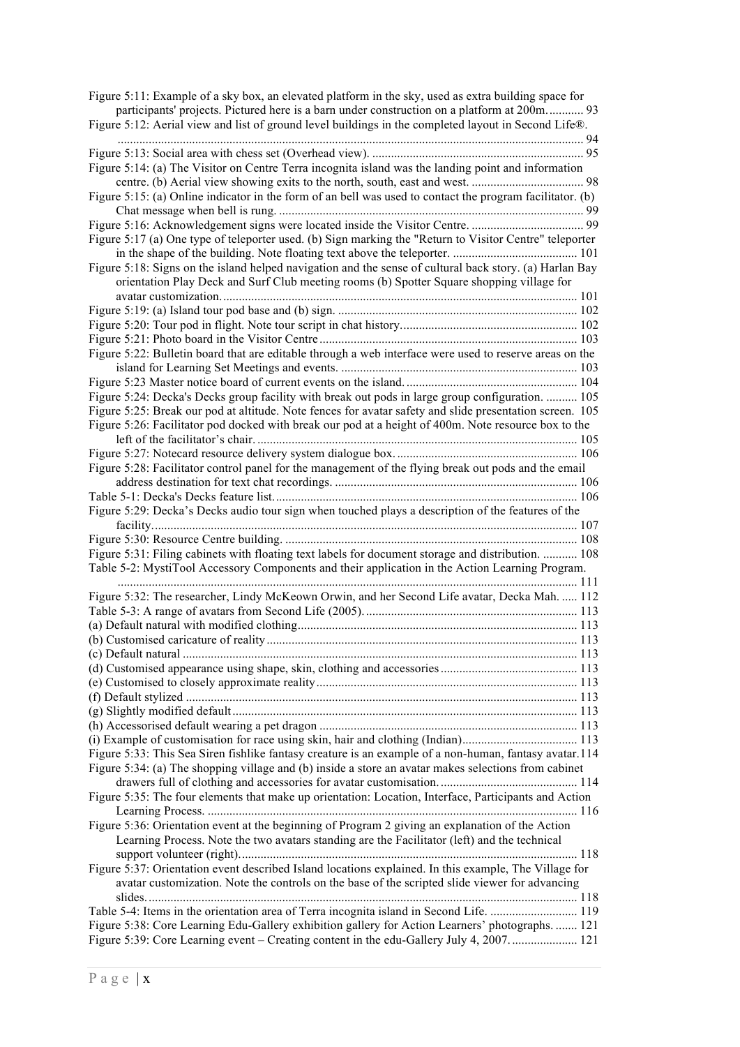Figure 5:11: Example of a sky box, an elevated platform in the sky, used as extra building space for participants' projects. Pictured here is a barn under construction on a platform at 200m. ........... 93

Figure 5:12: Aerial view and list of ground level buildings in the completed layout in Second Life®. ........................................................................................................................................ 94

Figure 5:13: Social area with chess set (Overhead view). ................................................................... 95

Figure 5:14: (a) The Visitor on Centre Terra incognita island was the landing point and information centre. (b) Aerial view showing exits to the north, south, east and west. .................................... 98

Figure 5:15: (a) Online indicator in the form of an bell was used to contact the program facilitator. (b) Chat message when bell is rung. ................................................................................................. 99

Figure 5:16: Acknowledgement signs were located inside the Visitor Centre. .................................... 99

Figure 5:17 (a) One type of teleporter used. (b) Sign marking the "Return to Visitor Centre" teleporter in the shape of the building. Note floating text above the teleporter. ........................................ 101

Figure 5:18: Signs on the island helped navigation and the sense of cultural back story. (a) Harlan Bay orientation Play Deck and Surf Club meeting rooms (b) Spotter Square shopping village for avatar customization. ................................................................................................................. 101

Figure 5:19: (a) Island tour pod base and (b) sign. ............................................................................ 102

Figure 5:20: Tour pod in flight. Note tour script in chat history. ........................................................ 102

Figure 5:21: Photo board in the Visitor Centre .................................................................................. 103

Figure 5:22: Bulletin board that are editable through a web interface were used to reserve areas on the island for Learning Set Meetings and events. ........................................................................... 103

Figure 5:23 Master notice board of current events on the island. ...................................................... 104

Figure 5:24: Decka's Decks group facility with break out pods in large group configuration. .......... 105

Figure 5:25: Break our pod at altitude. Note fences for avatar safety and slide presentation screen. 105

Figure 5:26: Facilitator pod docked with break our pod at a height of 400m. Note resource box to the left of the facilitator's chair. ...................................................................................................... 105

Figure 5:27: Notecard resource delivery system dialogue box. .......................................................... 106

Figure 5:28: Facilitator control panel for the management of the flying break out pods and the email address destination for text chat recordings. ............................................................................. 106

Table 5-1: Decka's Decks feature list. ................................................................................................. 106

Figure 5:29: Decka's Decks audio tour sign when touched plays a description of the features of the facility. ....................................................................................................................................... 107

Figure 5:30: Resource Centre building. ............................................................................................. 108

Figure 5:31: Filing cabinets with floating text labels for document storage and distribution. ........... 108

Table 5-2: MystiTool Accessory Components and their application in the Action Learning Program. ................................................................................................................................................. 111

Figure 5:32: The researcher, Lindy McKeown Orwin, and her Second Life avatar, Decka Mah. ..... 112

Table 5-3: A range of avatars from Second Life (2005). ................................................................... 113

(a) Default natural with modified clothing ......................................................................................... 113

(b) Customised caricature of reality ................................................................................................... 113

(c) Default natural ............................................................................................................................. 113

(d) Customised appearance using shape, skin, clothing and accessories ........................................... 113

(e) Customised to closely approximate reality ................................................................................... 113

(f) Default stylized ............................................................................................................................ 113

(g) Slightly modified default .............................................................................................................. 113

(h) Accessorised default wearing a pet dragon .................................................................................. 113

(i) Example of customisation for race using skin, hair and clothing (Indian) .................................... 113

Figure 5:33: This Sea Siren fishlike fantasy creature is an example of a non-human, fantasy avatar. 114

Figure 5:34: (a) The shopping village and (b) inside a store an avatar makes selections from cabinet drawers full of clothing and accessories for avatar customisation. ............................................ 114

Figure 5:35: The four elements that make up orientation: Location, Interface, Participants and Action Learning Process. ...................................................................................................................... 116

Figure 5:36: Orientation event at the beginning of Program 2 giving an explanation of the Action Learning Process. Note the two avatars standing are the Facilitator (left) and the technical support volunteer (right). ............................................................................................................ 118

Figure 5:37: Orientation event described Island locations explained. In this example, The Village for avatar customization. Note the controls on the base of the scripted slide viewer for advancing slides. ......................................................................................................................................... 118

Table 5-4: Items in the orientation area of Terra incognita island in Second Life. ............................ 119

Figure 5:38: Core Learning Edu-Gallery exhibition gallery for Action Learners' photographs. ....... 121

Figure 5:39: Core Learning event – Creating content in the edu-Gallery July 4, 2007. ..................... 121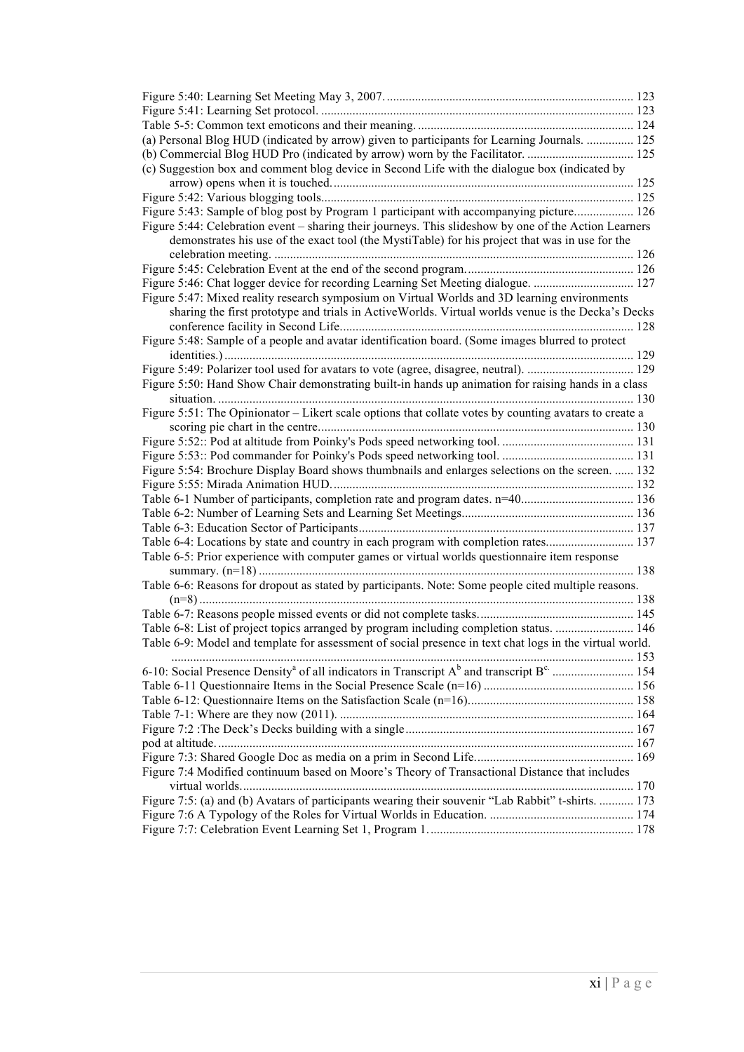Figure 5:40: Learning Set Meeting May 3, 2007. ............................................................................. 123
Figure 5:41: Learning Set protocol. .................................................................................................. 123
Table 5-5: Common text emoticons and their meaning. .................................................................... 124
(a) Personal Blog HUD (indicated by arrow) given to participants for Learning Journals. ............... 125
(b) Commercial Blog HUD Pro (indicated by arrow) worn by the Facilitator. .................................. 125
(c) Suggestion box and comment blog device in Second Life with the dialogue box (indicated by arrow) opens when it is touched. ................................................................................................ 125
Figure 5:42: Various blogging tools................................................................................................... 125
Figure 5:43: Sample of blog post by Program 1 participant with accompanying picture.................. 126
Figure 5:44: Celebration event – sharing their journeys. This slideshow by one of the Action Learners demonstrates his use of the exact tool (the MystiTable) for his project that was in use for the celebration meeting. ................................................................................................................. 126
Figure 5:45: Celebration Event at the end of the second program..................................................... 126
Figure 5:46: Chat logger device for recording Learning Set Meeting dialogue. ............................... 127
Figure 5:47: Mixed reality research symposium on Virtual Worlds and 3D learning environments sharing the first prototype and trials in ActiveWorlds. Virtual worlds venue is the Decka's Decks conference facility in Second Life............................................................................................ 128
Figure 5:48: Sample of a people and avatar identification board. (Some images blurred to protect identities.) ................................................................................................................................. 129
Figure 5:49: Polarizer tool used for avatars to vote (agree, disagree, neutral). .................................. 129
Figure 5:50: Hand Show Chair demonstrating built-in hands up animation for raising hands in a class situation. .................................................................................................................................... 130
Figure 5:51: The Opinionator – Likert scale options that collate votes by counting avatars to create a scoring pie chart in the centre.................................................................................................... 130
Figure 5:52:: Pod at altitude from Poinky's Pods speed networking tool. .......................................... 131
Figure 5:53:: Pod commander for Poinky's Pods speed networking tool. .......................................... 131
Figure 5:54: Brochure Display Board shows thumbnails and enlarges selections on the screen. ...... 132
Figure 5:55: Mirada Animation HUD................................................................................................ 132
Table 6-1 Number of participants, completion rate and program dates. n=40.................................... 136
Table 6-2: Number of Learning Sets and Learning Set Meetings....................................................... 136
Table 6-3: Education Sector of Participants....................................................................................... 137
Table 6-4: Locations by state and country in each program with completion rates............................ 137
Table 6-5: Prior experience with computer games or virtual worlds questionnaire item response summary. (n=18) ....................................................................................................................... 138
Table 6-6: Reasons for dropout as stated by participants. Note: Some people cited multiple reasons. (n=8) ......................................................................................................................................... 138
Table 6-7: Reasons people missed events or did not complete tasks................................................. 145
Table 6-8: List of project topics arranged by program including completion status. ......................... 146
Table 6-9: Model and template for assessment of social presence in text chat logs in the virtual world. .................................................................................................................................................. 153
6-10: Social Presence Density[a] of all indicators in Transcript A[b] and transcript B[c] ......................... 154
Table 6-11 Questionnaire Items in the Social Presence Scale (n=16) ............................................... 156
Table 6-12: Questionnaire Items on the Satisfaction Scale (n=16).................................................... 158
Table 7-1: Where are they now (2011). ............................................................................................. 164
Figure 7:2 :The Deck's Decks building with a single........................................................................ 167
pod at altitude.................................................................................................................................... 167
Figure 7:3: Shared Google Doc as media on a prim in Second Life.................................................. 169
Figure 7:4 Modified continuum based on Moore's Theory of Transactional Distance that includes virtual worlds............................................................................................................................ 170
Figure 7:5: (a) and (b) Avatars of participants wearing their souvenir "Lab Rabbit" t-shirts. ........... 173
Figure 7:6 A Typology of the Roles for Virtual Worlds in Education. .............................................. 174
Figure 7:7: Celebration Event Learning Set 1, Program 1................................................................. 178